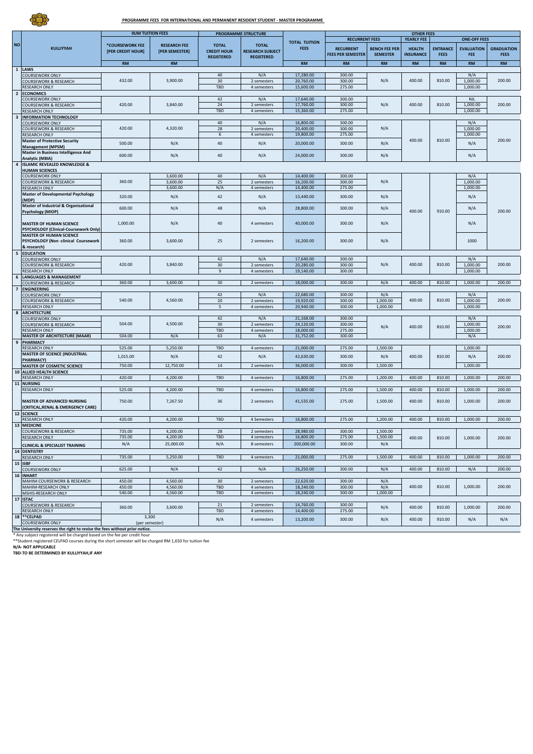**PROGRAMME FEES FOR INTERNATIONAL AND PERMANENT RESIDENT STUDENT - MASTER PROGRAMME**

| NO | KULLIYYAH | IIUM TUITION FEES | | PROGRAMME STRUCTURE | | TOTAL TUITION FEES | OTHER FEES | | | | | |
|---|---|---|---|---|---|---|---|---|---|---|---|---|
| | | | | | | | RECURRENT FEES | | YEARLY FEE | ONE-OFF FEES | | |
| | | *COURSEWORK FEE [PER CREDIT HOUR] | RESEARCH FEE [PER SEMESTER] | TOTAL CREDIT HOUR REGISTERED | TOTAL RESEARCH SUBJECT REGISTERED | | RECURRENT FEES PER SEMESTER | BENCH FEE PER SEMESTER | HEALTH INSURANCE | ENTRANCE FEES | EVALUATION FEE | GRADUATION FEES |
| | | RM | RM | | | RM | RM | RM | RM | RM | RM | RM |
| 1 | **LAWS** | | | | | | | | | | | |
| | COURSEWORK ONLY | 432.00 | 3,900.00 | 40 | N/A | 17,280.00 | 300.00 | N/A | 400.00 | 810.00 | N/A | 200.00 |
| | COURSEWORK & RESEARCH | | | 30 | 2 semesters | 20,760.00 | 300.00 | | | | 1,000.00 | |
| | RESEARCH ONLY | | | TBD | 4 semesters | 15,600.00 | 275.00 | | | | 1,000.00 | |
| 2 | **ECONOMICS** | | | | | | | | | | | |
| | COURSEWORK ONLY | 420.00 | 3,840.00 | 42 | N/A | 17,640.00 | 300.00 | N/A | 400.00 | 810.00 | NIL | 200.00 |
| | COURSEWORK & RESEARCH | | | 24 | 2 semesters | 17,760.00 | 300.00 | | | | 1,000.00 | |
| | RESEARCH ONLY | | | TBD | 4 semesters | 15,360.00 | 275.00 | | | | 1,000.00 | |
| 3 | **INFORMATION TECHNOLOGY** | | | | | | | | | | | |
| | COURSEWORK ONLY | 420.00 | 4,320.00 | 40 | N/A | 16,800.00 | 300.00 | N/A | 400.00 | 810.00 | N/A | 200.00 |
| | COURSEWORK & RESEARCH | | | 28 | 2 semesters | 20,400.00 | 300.00 | | | | 1,000.00 | |
| | RESEARCH ONLY | | | 6 | 4 semesters | 19,800.00 | 275.00 | | | | 1,000.00 | |
| | **Master of Protective Security Management (MPSM)** | 500.00 | N/A | 40 | N/A | 20,000.00 | 300.00 | N/A | | | N/A | |
| | **Master in Business Intelligence And Analytic (MBIA)** | 600.00 | N/A | 40 | N/A | 24,000.00 | 300.00 | N/A | | | N/A | |
| 4 | **ISLAMIC REVEALED KNOWLEDGE & HUMAN SCIENCES** | | | | | | | | | | | |
| | COURSEWORK ONLY | 360.00 | 3,600.00 | 40 | N/A | 14,400.00 | 300.00 | N/A | 400.00 | 910.00 | N/A | 200.00 |
| | COURSEWORK & RESEARCH | | 3,600.00 | 25 | 2 semesters | 16,200.00 | 300.00 | | | | 1,000.00 | |
| | RESEARCH ONLY | | 3,600.00 | N/A | 4 semesters | 14,400.00 | 275.00 | | | | 1,000.00 | |
| | **Master of Developmental Psychology (MDP)** | 320.00 | N/A | 42 | N/A | 13,440.00 | 300.00 | N/A | | | N/A | |
| | **Master of Industrial & Organisational Psychology (MIOP)** | 600.00 | N/A | 48 | N/A | 28,800.00 | 300.00 | N/A | | | N/A | |
| | **MASTER OF HUMAN SCIENCE PSYCHOLOGY (Clinical-Coursework Only)** | 1,000.00 | N/A | 40 | 4 semesters | 40,000.00 | 300.00 | N/A | | | N/A | |
| | **MASTER OF HUMAN SCIENCE PSYCHOLOGY (Non -clinical Coursework & research)** | 360.00 | 3,600.00 | 25 | 2 semesters | 16,200.00 | 300.00 | N/A | | | 1000 | |
| 5 | **EDUCATION** | | | | | | | | | | | |
| | COURSEWORK ONLY | 420.00 | 3,840.00 | 42 | N/A | 17,640.00 | 300.00 | N/A | 400.00 | 810.00 | N/A | 200.00 |
| | COURSEWORK & RESEARCH | | | 30 | 2 semesters | 20,280.00 | 300.00 | | | | 1,000.00 | |
| | RESEARCH ONLY | | | 9 | 4 semesters | 19,140.00 | 300.00 | | | | 1,000.00 | |
| 6 | **LANGUAGES & MANAGEMENT** | | | | | | | | | | | |
| | COURSEWORK & RESEARCH | 360.00 | 3,600.00 | 30 | 2 semesters | 18,000.00 | 300.00 | N/A | 400.00 | 810.00 | 1,000.00 | 200.00 |
| 7 | **ENGINEERING** | | | | | | | | | | | |
| | COURSEWORK ONLY | 540.00 | 4,560.00 | 42 | N/A | 22,680.00 | 300.00 | N/A | 400.00 | 810.00 | N/A | 200.00 |
| | COURSEWORK & RESEARCH | | | 20 | 2 semesters | 19,920.00 | 300.00 | 1,000.00 | | | 1,000.00 | |
| | RESEARCH ONLY | | | 5 | 4 semesters | 20,940.00 | 300.00 | 1,000.00 | | | 1,000.00 | |
| 8 | **ARCHITECTURE** | | | | | | | | | | | |
| | COURSEWORK ONLY | 504.00 | 4,500.00 | 42 | N/A | 21,168.00 | 300.00 | N/A | 400.00 | 810.00 | N/A | 200.00 |
| | COURSEWORK & RESEARCH | | | 30 | 2 semesters | 24,120.00 | 300.00 | | | | 1,000.00 | |
| | RESEARCH ONLY | | | TBD | 4 semesters | 18,000.00 | 275.00 | | | | 1,000.00 | |
| | **MASTER OF ARCHITECTURE (MAAR)** | 504.00 | N/A | 63 | N/A | 31,752.00 | 300.00 | | | | N/A | |
| 9 | **PHARMACY** | | | | | | | | | | | |
| | RESEARCH ONLY | 525.00 | 5,250.00 | TBD | 4 semesters | 21,000.00 | 275.00 | 1,500.00 | 400.00 | 810.00 | 1,000.00 | 200.00 |
| | **MASTER OF SCIENCE (INDUSTRIAL PHARMACY)** | 1,015.00 | N/A | 42 | N/A | 42,630.00 | 300.00 | N/A | | | N/A | |
| | **MASTER OF COSMETIC SCIENCE** | 750.00 | 12,750.00 | 14 | 2 semesters | 36,000.00 | 300.00 | 1,500.00 | | | 1,000.00 | |
| 10 | **ALLIED HEALTH SCIENCE** | | | | | | | | | | | |
| | RESEARCH ONLY | 420.00 | 4,200.00 | TBD | 4 semesters | 16,800.00 | 275.00 | 1,200.00 | 400.00 | 810.00 | 1,000.00 | 200.00 |
| 11 | **NURSING** | | | | | | | | | | | |
| | RESEARCH ONLY | 525.00 | 4,200.00 | TBD | 4 semesters | 16,800.00 | 275.00 | 1,500.00 | 400.00 | 810.00 | 1,000.00 | 200.00 |
| | **MASTER OF ADVANCED NURSING (CRITICAL,RENAL & EMERGENCY CARE)** | 750.00 | 7,267.50 | 36 | 2 semesters | 41,535.00 | 275.00 | 1,500.00 | 400.00 | 810.00 | 1,000.00 | 200.00 |
| 12 | **SCIENCE** | | | | | | | | | | | |
| | RESEARCH ONLY | 420.00 | 4,200.00 | TBD | 4 Semesters | 16,800.00 | 275.00 | 1,200.00 | 400.00 | 810.00 | 1,000.00 | 200.00 |
| 13 | **MEDICINE** | | | | | | | | | | | |
| | COURSEWORK & RESEARCH | 735.00 | 4,200.00 | 28 | 2 semesters | 28,980.00 | 300.00 | 1,500.00 | 400.00 | 810.00 | 1,000.00 | 200.00 |
| | RESEARCH ONLY | 735.00 | 4,200.00 | TBD | 4 semesters | 16,800.00 | 275.00 | 1,500.00 | | | | |
| | **CLINICAL & SPECIALIST TRAINING** | N/A | 25,000.00 | N/A | 8 semesters | 200,000.00 | 300.00 | N/A | | | | |
| 14 | **DENTISTRY** | | | | | | | | | | | |
| | RESEARCH ONLY | 735.00 | 5,250.00 | TBD | 4 semesters | 21,000.00 | 275.00 | 1,500.00 | 400.00 | 810.00 | 1,000.00 | 200.00 |
| 15 | **IIiBF** | | | | | | | | | | | |
| | COURSEWORK ONLY | 625.00 | N/A | 42 | N/A | 26,250.00 | 300.00 | N/A | 400.00 | 810.00 | N/A | 200.00 |
| 16 | **INHART** | | | | | | | | | | | |
| | MAHIM-COURSEWORK & RESEARCH | 450.00 | 4,560.00 | 30 | 2 semesters | 22,620.00 | 300.00 | N/A | 400.00 | 810.00 | 1,000.00 | 200.00 |
| | MAHIM-RESEARCH ONLY | 450.00 | 4,560.00 | TBD | 4 semesters | 18,240.00 | 300.00 | N/A | | | | |
| | MSHIS-RESEARCH ONLY | 540.00 | 4,560.00 | TBD | 4 semesters | 18,240.00 | 300.00 | 1,000.00 | | | | |
| 17 | **ISTAC** | | | | | | | | | | | |
| | COURSEWORK & RESEARCH | 360.00 | 3,600.00 | 21 | 2 semesters | 14,760.00 | 300.00 | N/A | 400.00 | 810.00 | 1,000.00 | 200.00 |
| | RESEARCH ONLY | | | TBD | 4 semesters | 14,400.00 | 275.00 | | | | | |
| 18 | **\*\*CELPAD** | 3,300 (per semester) | | N/A | 4 semesters | 13,200.00 | 300.00 | N/A | 400.00 | 910.00 | N/A | N/A |
| | COURSEWORK ONLY | | | | | | | | | | | |

**The University reserves the right to revise the fees without prior notice.**

* Any subject registered will be charged based on the fee per credit hour

**Student registered CELPAD courses during the short semester will be charged RM 1,650 for tuition fee

**N/A- NOT APPLICABLE**

**TBD-TO BE DETERMINED BY KULLIYYAH,IF ANY**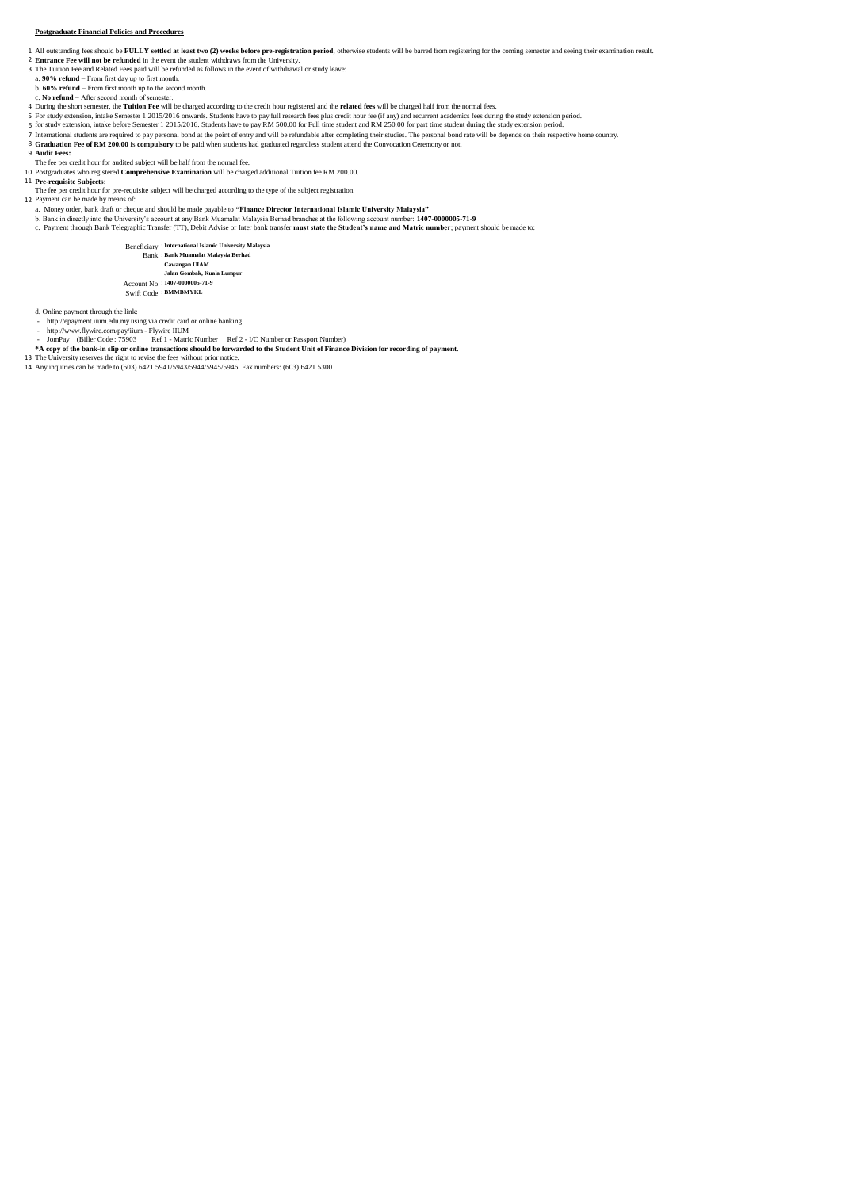**Postgraduate Financial Policies and Procedures**

1 All outstanding fees should be **FULLY settled at least two (2) weeks before pre-registration period**, otherwise students will be barred from registering for the coming semester and seeing their examination result.

2 **Entrance Fee will not be refunded** in the event the student withdraws from the University.

3 The Tuition Fee and Related Fees paid will be refunded as follows in the event of withdrawal or study leave:

a. **90% refund** – From first day up to first month.

b. **60% refund** – From first month up to the second month.

c. **No refund** – After second month of semester.

4 During the short semester, the **Tuition Fee** will be charged according to the credit hour registered and the **related fees** will be charged half from the normal fees.

5 For study extension, intake Semester 1 2015/2016 onwards. Students have to pay full research fees plus credit hour fee (if any) and recurrent academics fees during the study extension period.

6 for study extension, intake before Semester 1 2015/2016. Students have to pay RM 500.00 for Full time student and RM 250.00 for part time student during the study extension period.

7 International students are required to pay personal bond at the point of entry and will be refundable after completing their studies. The personal bond rate will be depends on their respective home country.

8 **Graduation Fee of RM 200.00** is **compulsory** to be paid when students had graduated regardless student attend the Convocation Ceremony or not.

9 **Audit Fees:**

The fee per credit hour for audited subject will be half from the normal fee.

10 Postgraduates who registered **Comprehensive Examination** will be charged additional Tuition fee RM 200.00.

11 **Pre-requisite Subjects**:

The fee per credit hour for pre-requisite subject will be charged according to the type of the subject registration.

12 Payment can be made by means of:

a. Money order, bank draft or cheque and should be made payable to **"Finance Director International Islamic University Malaysia"**

b. Bank in directly into the University's account at any Bank Muamalat Malaysia Berhad branches at the following account number: **1407-0000005-71-9**

c. Payment through Bank Telegraphic Transfer (TT), Debit Advise or Inter bank transfer **must state the Student's name and Matric number**; payment should be made to:

Beneficiary : **International Islamic University Malaysia**
Bank : **Bank Muamalat Malaysia Berhad**
**Cawangan UIAM**
**Jalan Gombak, Kuala Lumpur**
Account No : **1407-0000005-71-9**
Swift Code : **BMMBMYKL**

d. Online payment through the link:

- http://epayment.iium.edu.my using via credit card or online banking
- http://www.flywire.com/pay/iium - Flywire IIUM
- JomPay (Biller Code : 75903 Ref 1 - Matric Number Ref 2 - I/C Number or Passport Number)

**\*A copy of the bank-in slip or online transactions should be forwarded to the Student Unit of Finance Division for recording of payment.**

13 The University reserves the right to revise the fees without prior notice.

14 Any inquiries can be made to (603) 6421 5941/5943/5944/5945/5946. Fax numbers: (603) 6421 5300